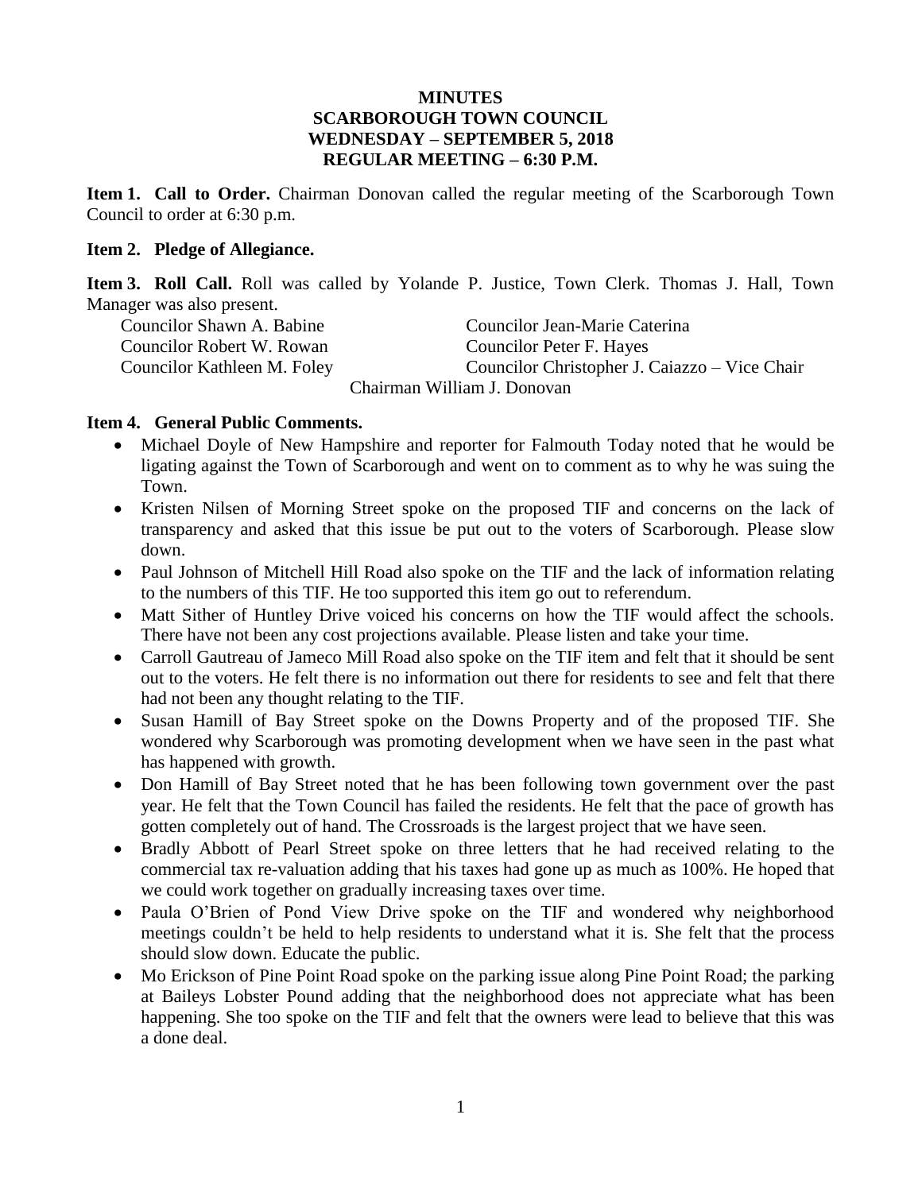# MINUTES
# SCARBOROUGH TOWN COUNCIL
# WEDNESDAY – SEPTEMBER 5, 2018
# REGULAR MEETING – 6:30 P.M.

**Item 1. Call to Order.** Chairman Donovan called the regular meeting of the Scarborough Town Council to order at 6:30 p.m.

**Item 2. Pledge of Allegiance.**

**Item 3. Roll Call.** Roll was called by Yolande P. Justice, Town Clerk. Thomas J. Hall, Town Manager was also present.

Councilor Shawn A. Babine
Councilor Jean-Marie Caterina
Councilor Robert W. Rowan
Councilor Peter F. Hayes
Councilor Kathleen M. Foley
Councilor Christopher J. Caiazzo – Vice Chair
Chairman William J. Donovan

**Item 4. General Public Comments.**

- Michael Doyle of New Hampshire and reporter for Falmouth Today noted that he would be ligating against the Town of Scarborough and went on to comment as to why he was suing the Town.
- Kristen Nilsen of Morning Street spoke on the proposed TIF and concerns on the lack of transparency and asked that this issue be put out to the voters of Scarborough. Please slow down.
- Paul Johnson of Mitchell Hill Road also spoke on the TIF and the lack of information relating to the numbers of this TIF. He too supported this item go out to referendum.
- Matt Sither of Huntley Drive voiced his concerns on how the TIF would affect the schools. There have not been any cost projections available. Please listen and take your time.
- Carroll Gautreau of Jameco Mill Road also spoke on the TIF item and felt that it should be sent out to the voters. He felt there is no information out there for residents to see and felt that there had not been any thought relating to the TIF.
- Susan Hamill of Bay Street spoke on the Downs Property and of the proposed TIF. She wondered why Scarborough was promoting development when we have seen in the past what has happened with growth.
- Don Hamill of Bay Street noted that he has been following town government over the past year. He felt that the Town Council has failed the residents. He felt that the pace of growth has gotten completely out of hand. The Crossroads is the largest project that we have seen.
- Bradly Abbott of Pearl Street spoke on three letters that he had received relating to the commercial tax re-valuation adding that his taxes had gone up as much as 100%. He hoped that we could work together on gradually increasing taxes over time.
- Paula O'Brien of Pond View Drive spoke on the TIF and wondered why neighborhood meetings couldn't be held to help residents to understand what it is. She felt that the process should slow down. Educate the public.
- Mo Erickson of Pine Point Road spoke on the parking issue along Pine Point Road; the parking at Baileys Lobster Pound adding that the neighborhood does not appreciate what has been happening. She too spoke on the TIF and felt that the owners were lead to believe that this was a done deal.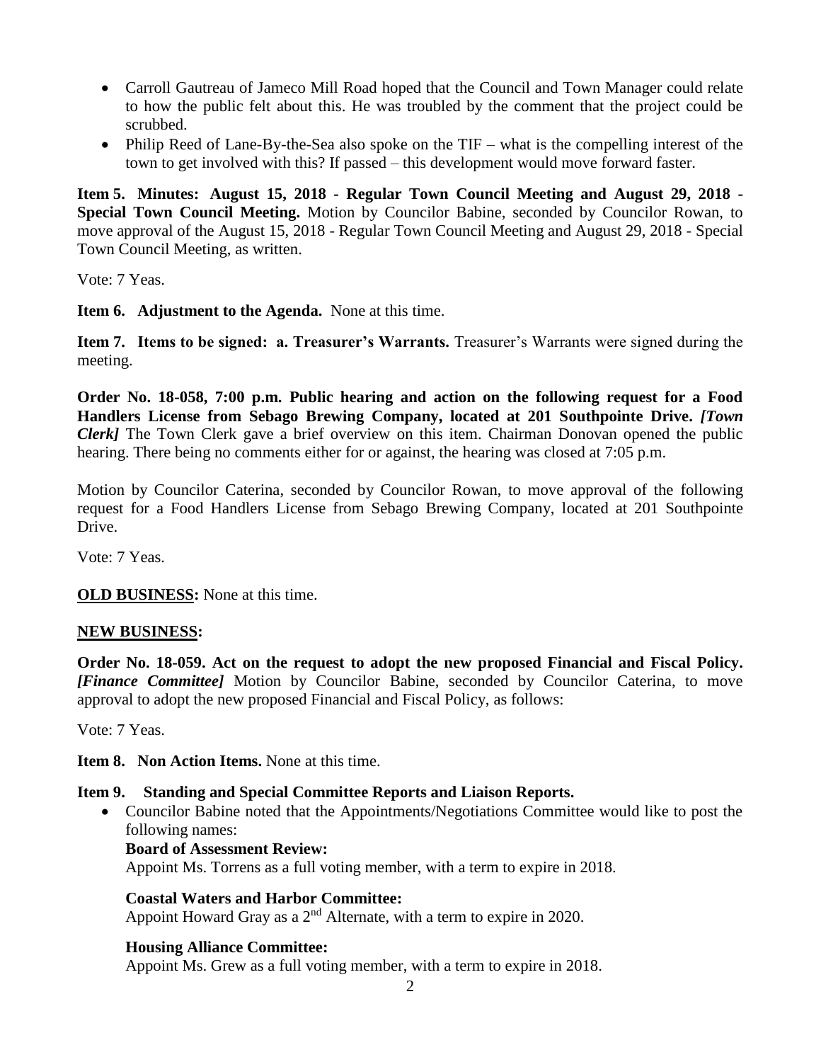- Carroll Gautreau of Jameco Mill Road hoped that the Council and Town Manager could relate to how the public felt about this. He was troubled by the comment that the project could be scrubbed.
- Philip Reed of Lane-By-the-Sea also spoke on the TIF – what is the compelling interest of the town to get involved with this? If passed – this development would move forward faster.

**Item 5. Minutes: August 15, 2018 - Regular Town Council Meeting and August 29, 2018 - Special Town Council Meeting.** Motion by Councilor Babine, seconded by Councilor Rowan, to move approval of the August 15, 2018 - Regular Town Council Meeting and August 29, 2018 - Special Town Council Meeting, as written.

Vote: 7 Yeas.

**Item 6. Adjustment to the Agenda.** None at this time.

**Item 7. Items to be signed: a. Treasurer's Warrants.** Treasurer's Warrants were signed during the meeting.

**Order No. 18-058, 7:00 p.m. Public hearing and action on the following request for a Food Handlers License from Sebago Brewing Company, located at 201 Southpointe Drive.** ***[Town Clerk]*** The Town Clerk gave a brief overview on this item. Chairman Donovan opened the public hearing. There being no comments either for or against, the hearing was closed at 7:05 p.m.

Motion by Councilor Caterina, seconded by Councilor Rowan, to move approval of the following request for a Food Handlers License from Sebago Brewing Company, located at 201 Southpointe Drive.

Vote: 7 Yeas.

**OLD BUSINESS:** None at this time.

**NEW BUSINESS:**

**Order No. 18-059. Act on the request to adopt the new proposed Financial and Fiscal Policy.** ***[Finance Committee]*** Motion by Councilor Babine, seconded by Councilor Caterina, to move approval to adopt the new proposed Financial and Fiscal Policy, as follows:

Vote: 7 Yeas.

**Item 8. Non Action Items.** None at this time.

**Item 9. Standing and Special Committee Reports and Liaison Reports.**

- Councilor Babine noted that the Appointments/Negotiations Committee would like to post the following names:

  **Board of Assessment Review:**
  Appoint Ms. Torrens as a full voting member, with a term to expire in 2018.

  **Coastal Waters and Harbor Committee:**
  Appoint Howard Gray as a 2nd Alternate, with a term to expire in 2020.

  **Housing Alliance Committee:**
  Appoint Ms. Grew as a full voting member, with a term to expire in 2018.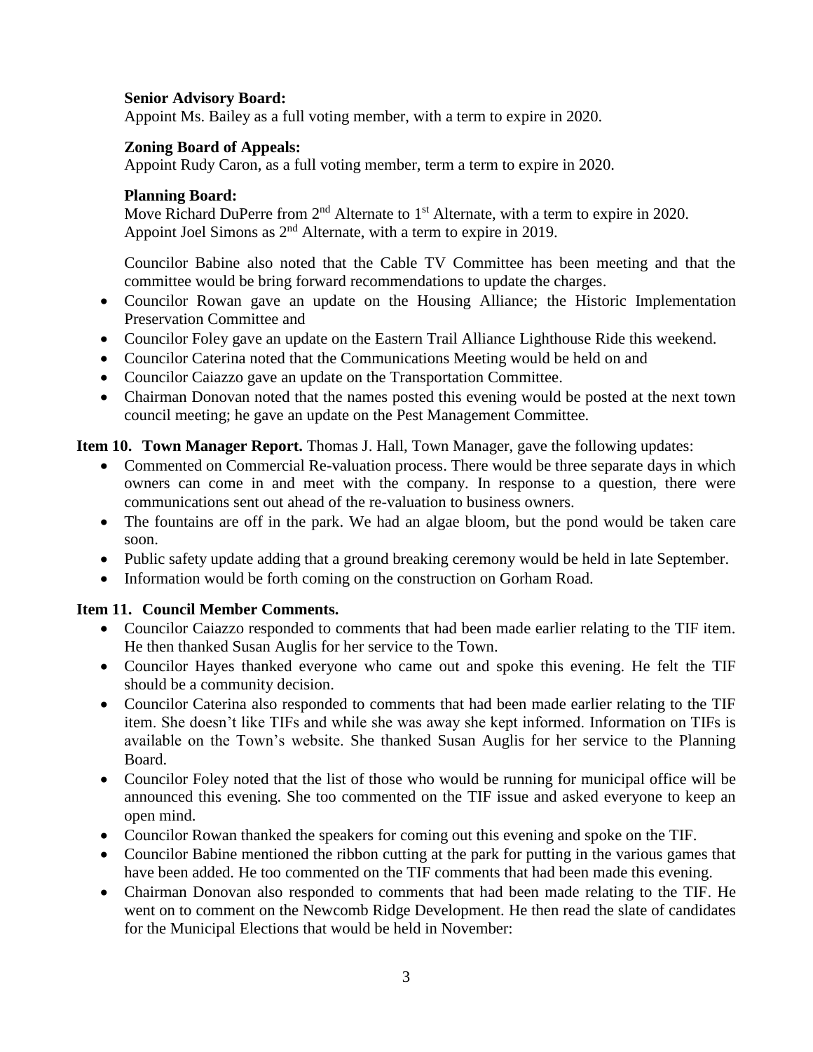**Senior Advisory Board:**
Appoint Ms. Bailey as a full voting member, with a term to expire in 2020.

**Zoning Board of Appeals:**
Appoint Rudy Caron, as a full voting member, term a term to expire in 2020.

**Planning Board:**
Move Richard DuPerre from 2nd Alternate to 1st Alternate, with a term to expire in 2020.
Appoint Joel Simons as 2nd Alternate, with a term to expire in 2019.

Councilor Babine also noted that the Cable TV Committee has been meeting and that the committee would be bring forward recommendations to update the charges.

- Councilor Rowan gave an update on the Housing Alliance; the Historic Implementation Preservation Committee and
- Councilor Foley gave an update on the Eastern Trail Alliance Lighthouse Ride this weekend.
- Councilor Caterina noted that the Communications Meeting would be held on and
- Councilor Caiazzo gave an update on the Transportation Committee.
- Chairman Donovan noted that the names posted this evening would be posted at the next town council meeting; he gave an update on the Pest Management Committee.

**Item 10. Town Manager Report.** Thomas J. Hall, Town Manager, gave the following updates:

- Commented on Commercial Re-valuation process. There would be three separate days in which owners can come in and meet with the company. In response to a question, there were communications sent out ahead of the re-valuation to business owners.
- The fountains are off in the park. We had an algae bloom, but the pond would be taken care soon.
- Public safety update adding that a ground breaking ceremony would be held in late September.
- Information would be forth coming on the construction on Gorham Road.

**Item 11. Council Member Comments.**

- Councilor Caiazzo responded to comments that had been made earlier relating to the TIF item. He then thanked Susan Auglis for her service to the Town.
- Councilor Hayes thanked everyone who came out and spoke this evening. He felt the TIF should be a community decision.
- Councilor Caterina also responded to comments that had been made earlier relating to the TIF item. She doesn't like TIFs and while she was away she kept informed. Information on TIFs is available on the Town's website. She thanked Susan Auglis for her service to the Planning Board.
- Councilor Foley noted that the list of those who would be running for municipal office will be announced this evening. She too commented on the TIF issue and asked everyone to keep an open mind.
- Councilor Rowan thanked the speakers for coming out this evening and spoke on the TIF.
- Councilor Babine mentioned the ribbon cutting at the park for putting in the various games that have been added. He too commented on the TIF comments that had been made this evening.
- Chairman Donovan also responded to comments that had been made relating to the TIF. He went on to comment on the Newcomb Ridge Development. He then read the slate of candidates for the Municipal Elections that would be held in November: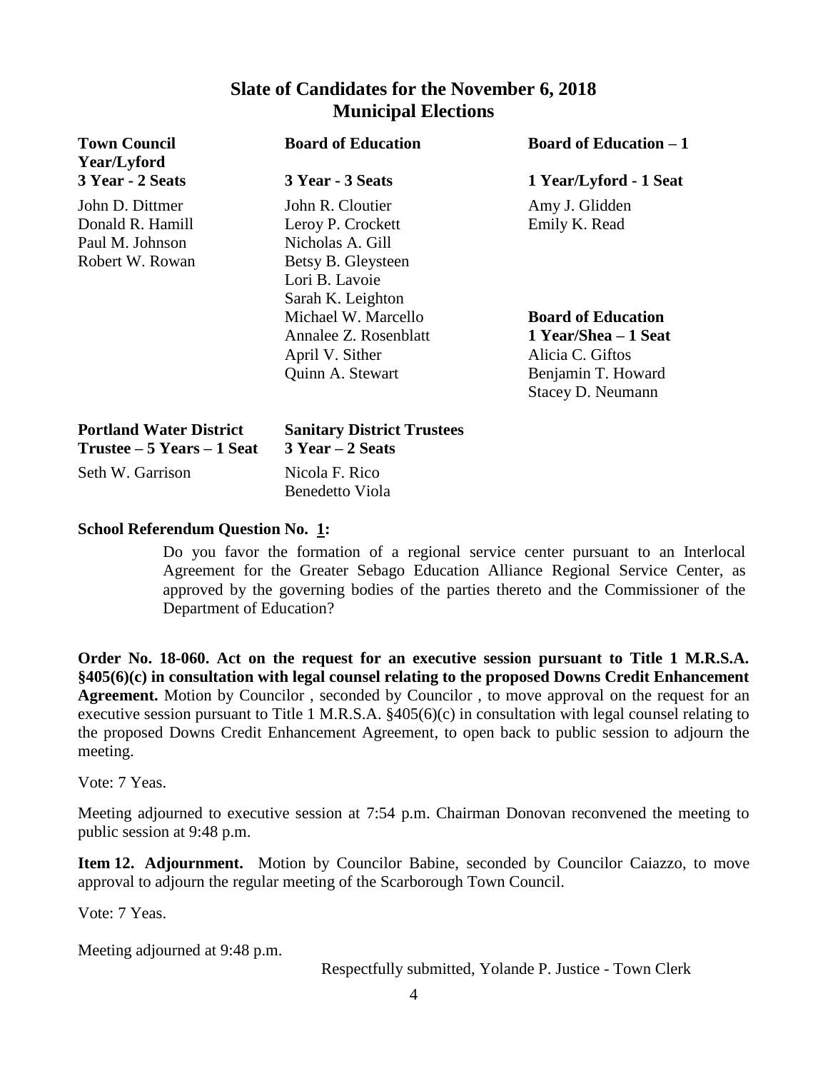## Slate of Candidates for the November 6, 2018 Municipal Elections

**Town Council**
**3 Year - 2 Seats**

John D. Dittmer
Donald R. Hamill
Paul M. Johnson
Robert W. Rowan

**Board of Education**
**3 Year - 3 Seats**

John R. Cloutier
Leroy P. Crockett
Nicholas A. Gill
Betsy B. Gleysteen
Lori B. Lavoie
Sarah K. Leighton
Michael W. Marcello
Annalee Z. Rosenblatt
April V. Sither
Quinn A. Stewart

**Board of Education – 1 Year/Lyford**
**1 Year/Lyford - 1 Seat**

Amy J. Glidden
Emily K. Read

**Board of Education**
**1 Year/Shea – 1 Seat**

Alicia C. Giftos
Benjamin T. Howard
Stacey D. Neumann

**Portland Water District**
**Trustee – 5 Years – 1 Seat**

Seth W. Garrison

**Sanitary District Trustees**
**3 Year – 2 Seats**

Nicola F. Rico
Benedetto Viola

**School Referendum Question No. 1:**

Do you favor the formation of a regional service center pursuant to an Interlocal Agreement for the Greater Sebago Education Alliance Regional Service Center, as approved by the governing bodies of the parties thereto and the Commissioner of the Department of Education?

**Order No. 18-060. Act on the request for an executive session pursuant to Title 1 M.R.S.A. §405(6)(c) in consultation with legal counsel relating to the proposed Downs Credit Enhancement Agreement.** Motion by Councilor , seconded by Councilor , to move approval on the request for an executive session pursuant to Title 1 M.R.S.A. §405(6)(c) in consultation with legal counsel relating to the proposed Downs Credit Enhancement Agreement, to open back to public session to adjourn the meeting.

Vote: 7 Yeas.

Meeting adjourned to executive session at 7:54 p.m. Chairman Donovan reconvened the meeting to public session at 9:48 p.m.

**Item 12. Adjournment.** Motion by Councilor Babine, seconded by Councilor Caiazzo, to move approval to adjourn the regular meeting of the Scarborough Town Council.

Vote: 7 Yeas.

Meeting adjourned at 9:48 p.m.

Respectfully submitted, Yolande P. Justice - Town Clerk